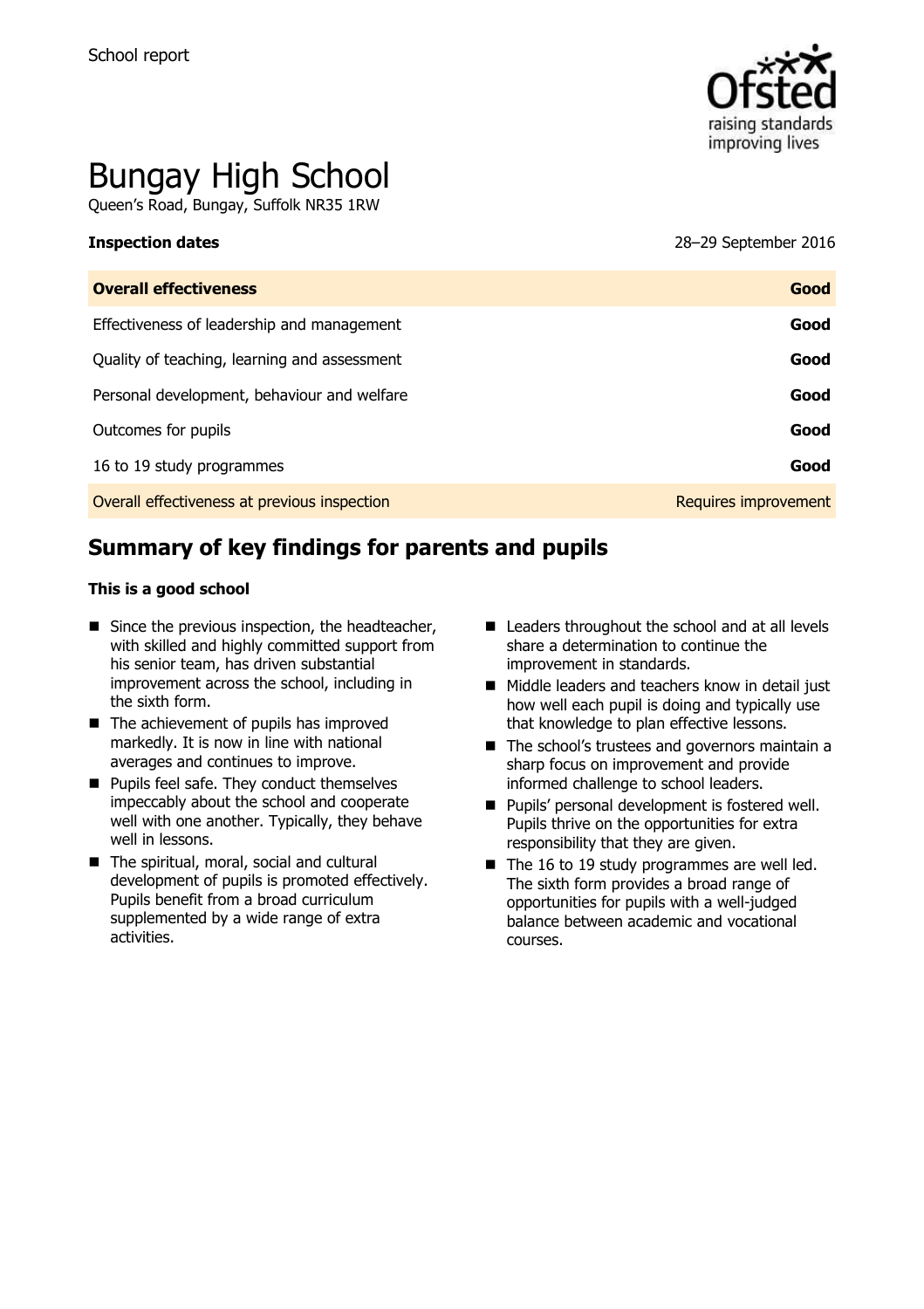School report

# Bungay High School

Queen's Road, Bungay, Suffolk NR35 1RW

**Inspection dates** 28–29 September 2016

| **Overall effectiveness** | **Good** |
| --- | --- |
| Effectiveness of leadership and management | **Good** |
| Quality of teaching, learning and assessment | **Good** |
| Personal development, behaviour and welfare | **Good** |
| Outcomes for pupils | **Good** |
| 16 to 19 study programmes | **Good** |
| Overall effectiveness at previous inspection | Requires improvement |

## Summary of key findings for parents and pupils

**This is a good school**

- Since the previous inspection, the headteacher, with skilled and highly committed support from his senior team, has driven substantial improvement across the school, including in the sixth form.
- The achievement of pupils has improved markedly. It is now in line with national averages and continues to improve.
- Pupils feel safe. They conduct themselves impeccably about the school and cooperate well with one another. Typically, they behave well in lessons.
- The spiritual, moral, social and cultural development of pupils is promoted effectively. Pupils benefit from a broad curriculum supplemented by a wide range of extra activities.
- Leaders throughout the school and at all levels share a determination to continue the improvement in standards.
- Middle leaders and teachers know in detail just how well each pupil is doing and typically use that knowledge to plan effective lessons.
- The school's trustees and governors maintain a sharp focus on improvement and provide informed challenge to school leaders.
- Pupils' personal development is fostered well. Pupils thrive on the opportunities for extra responsibility that they are given.
- The 16 to 19 study programmes are well led. The sixth form provides a broad range of opportunities for pupils with a well-judged balance between academic and vocational courses.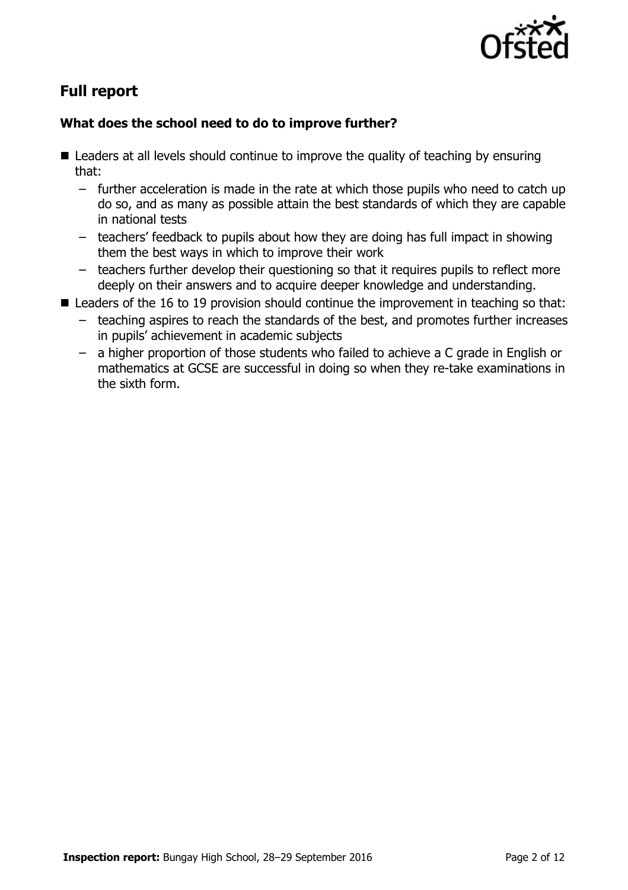## Full report

### What does the school need to do to improve further?

- Leaders at all levels should continue to improve the quality of teaching by ensuring that:
  - further acceleration is made in the rate at which those pupils who need to catch up do so, and as many as possible attain the best standards of which they are capable in national tests
  - teachers' feedback to pupils about how they are doing has full impact in showing them the best ways in which to improve their work
  - teachers further develop their questioning so that it requires pupils to reflect more deeply on their answers and to acquire deeper knowledge and understanding.
- Leaders of the 16 to 19 provision should continue the improvement in teaching so that:
  - teaching aspires to reach the standards of the best, and promotes further increases in pupils' achievement in academic subjects
  - a higher proportion of those students who failed to achieve a C grade in English or mathematics at GCSE are successful in doing so when they re-take examinations in the sixth form.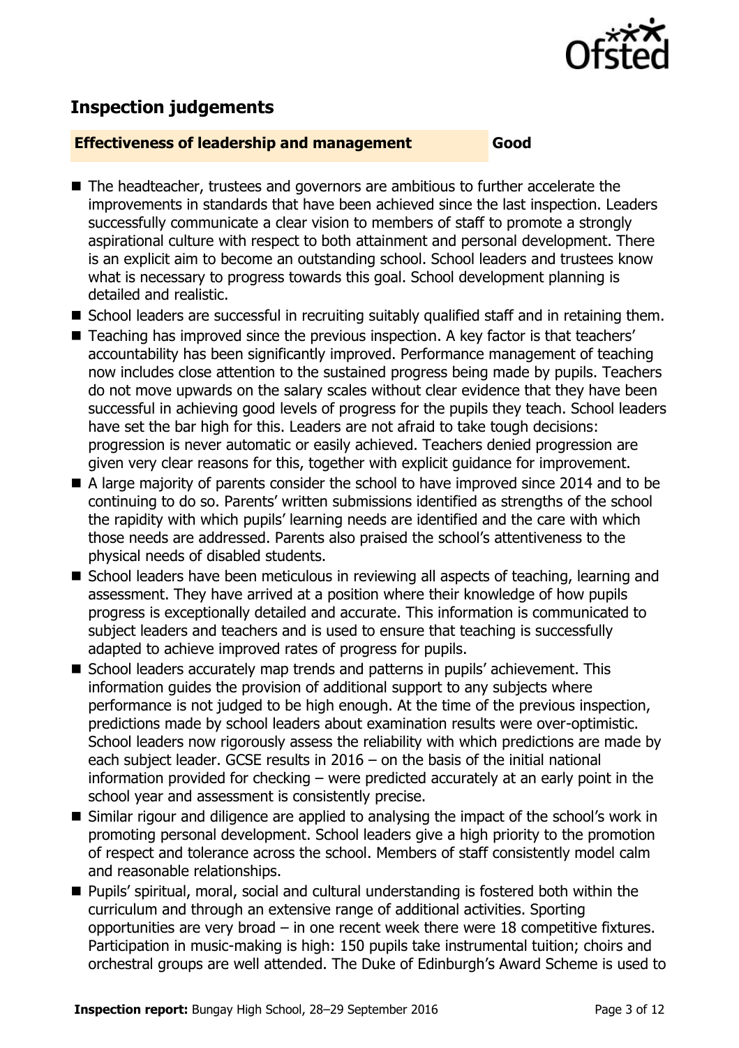## Inspection judgements

**Effectiveness of leadership and management** **Good**

- The headteacher, trustees and governors are ambitious to further accelerate the improvements in standards that have been achieved since the last inspection. Leaders successfully communicate a clear vision to members of staff to promote a strongly aspirational culture with respect to both attainment and personal development. There is an explicit aim to become an outstanding school. School leaders and trustees know what is necessary to progress towards this goal. School development planning is detailed and realistic.
- School leaders are successful in recruiting suitably qualified staff and in retaining them.
- Teaching has improved since the previous inspection. A key factor is that teachers' accountability has been significantly improved. Performance management of teaching now includes close attention to the sustained progress being made by pupils. Teachers do not move upwards on the salary scales without clear evidence that they have been successful in achieving good levels of progress for the pupils they teach. School leaders have set the bar high for this. Leaders are not afraid to take tough decisions: progression is never automatic or easily achieved. Teachers denied progression are given very clear reasons for this, together with explicit guidance for improvement.
- A large majority of parents consider the school to have improved since 2014 and to be continuing to do so. Parents' written submissions identified as strengths of the school the rapidity with which pupils' learning needs are identified and the care with which those needs are addressed. Parents also praised the school's attentiveness to the physical needs of disabled students.
- School leaders have been meticulous in reviewing all aspects of teaching, learning and assessment. They have arrived at a position where their knowledge of how pupils progress is exceptionally detailed and accurate. This information is communicated to subject leaders and teachers and is used to ensure that teaching is successfully adapted to achieve improved rates of progress for pupils.
- School leaders accurately map trends and patterns in pupils' achievement. This information guides the provision of additional support to any subjects where performance is not judged to be high enough. At the time of the previous inspection, predictions made by school leaders about examination results were over-optimistic. School leaders now rigorously assess the reliability with which predictions are made by each subject leader. GCSE results in 2016 – on the basis of the initial national information provided for checking – were predicted accurately at an early point in the school year and assessment is consistently precise.
- Similar rigour and diligence are applied to analysing the impact of the school's work in promoting personal development. School leaders give a high priority to the promotion of respect and tolerance across the school. Members of staff consistently model calm and reasonable relationships.
- Pupils' spiritual, moral, social and cultural understanding is fostered both within the curriculum and through an extensive range of additional activities. Sporting opportunities are very broad – in one recent week there were 18 competitive fixtures. Participation in music-making is high: 150 pupils take instrumental tuition; choirs and orchestral groups are well attended. The Duke of Edinburgh's Award Scheme is used to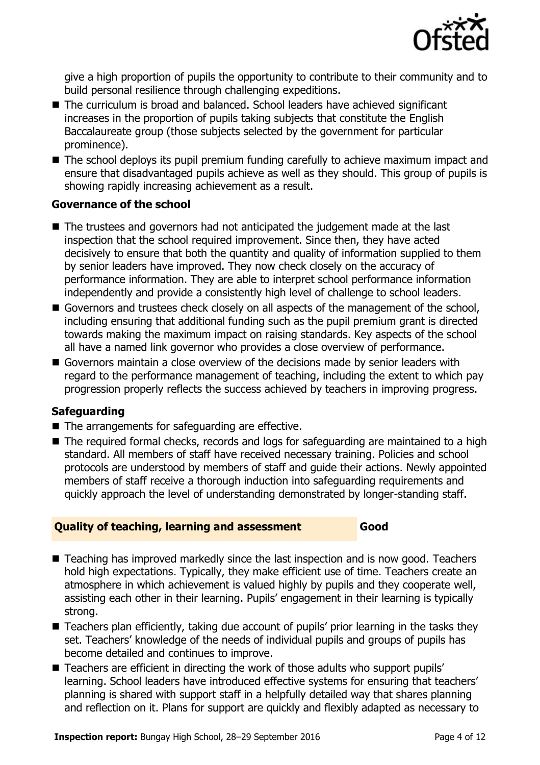give a high proportion of pupils the opportunity to contribute to their community and to build personal resilience through challenging expeditions.

- The curriculum is broad and balanced. School leaders have achieved significant increases in the proportion of pupils taking subjects that constitute the English Baccalaureate group (those subjects selected by the government for particular prominence).
- The school deploys its pupil premium funding carefully to achieve maximum impact and ensure that disadvantaged pupils achieve as well as they should. This group of pupils is showing rapidly increasing achievement as a result.

### Governance of the school

- The trustees and governors had not anticipated the judgement made at the last inspection that the school required improvement. Since then, they have acted decisively to ensure that both the quantity and quality of information supplied to them by senior leaders have improved. They now check closely on the accuracy of performance information. They are able to interpret school performance information independently and provide a consistently high level of challenge to school leaders.
- Governors and trustees check closely on all aspects of the management of the school, including ensuring that additional funding such as the pupil premium grant is directed towards making the maximum impact on raising standards. Key aspects of the school all have a named link governor who provides a close overview of performance.
- Governors maintain a close overview of the decisions made by senior leaders with regard to the performance management of teaching, including the extent to which pay progression properly reflects the success achieved by teachers in improving progress.

### Safeguarding

- The arrangements for safeguarding are effective.
- The required formal checks, records and logs for safeguarding are maintained to a high standard. All members of staff have received necessary training. Policies and school protocols are understood by members of staff and guide their actions. Newly appointed members of staff receive a thorough induction into safeguarding requirements and quickly approach the level of understanding demonstrated by longer-standing staff.

## Quality of teaching, learning and assessment — Good

- Teaching has improved markedly since the last inspection and is now good. Teachers hold high expectations. Typically, they make efficient use of time. Teachers create an atmosphere in which achievement is valued highly by pupils and they cooperate well, assisting each other in their learning. Pupils' engagement in their learning is typically strong.
- Teachers plan efficiently, taking due account of pupils' prior learning in the tasks they set. Teachers' knowledge of the needs of individual pupils and groups of pupils has become detailed and continues to improve.
- Teachers are efficient in directing the work of those adults who support pupils' learning. School leaders have introduced effective systems for ensuring that teachers' planning is shared with support staff in a helpfully detailed way that shares planning and reflection on it. Plans for support are quickly and flexibly adapted as necessary to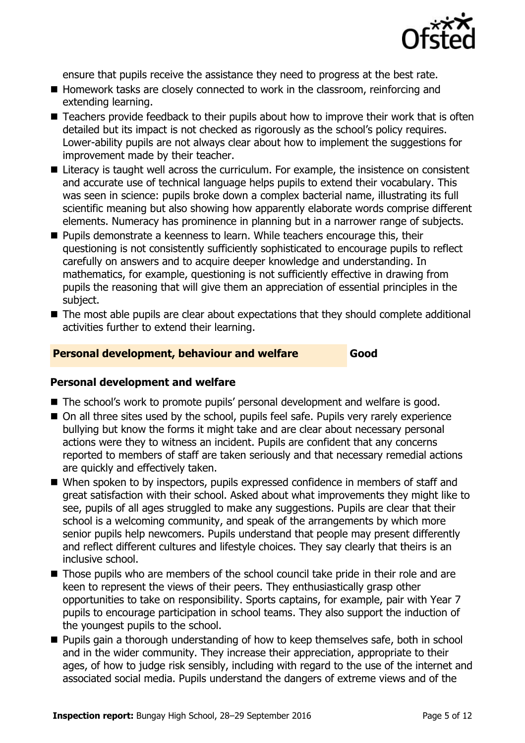ensure that pupils receive the assistance they need to progress at the best rate.

- Homework tasks are closely connected to work in the classroom, reinforcing and extending learning.
- Teachers provide feedback to their pupils about how to improve their work that is often detailed but its impact is not checked as rigorously as the school's policy requires. Lower-ability pupils are not always clear about how to implement the suggestions for improvement made by their teacher.
- Literacy is taught well across the curriculum. For example, the insistence on consistent and accurate use of technical language helps pupils to extend their vocabulary. This was seen in science: pupils broke down a complex bacterial name, illustrating its full scientific meaning but also showing how apparently elaborate words comprise different elements. Numeracy has prominence in planning but in a narrower range of subjects.
- Pupils demonstrate a keenness to learn. While teachers encourage this, their questioning is not consistently sufficiently sophisticated to encourage pupils to reflect carefully on answers and to acquire deeper knowledge and understanding. In mathematics, for example, questioning is not sufficiently effective in drawing from pupils the reasoning that will give them an appreciation of essential principles in the subject.
- The most able pupils are clear about expectations that they should complete additional activities further to extend their learning.

## Personal development, behaviour and welfare — Good

### Personal development and welfare

- The school's work to promote pupils' personal development and welfare is good.
- On all three sites used by the school, pupils feel safe. Pupils very rarely experience bullying but know the forms it might take and are clear about necessary personal actions were they to witness an incident. Pupils are confident that any concerns reported to members of staff are taken seriously and that necessary remedial actions are quickly and effectively taken.
- When spoken to by inspectors, pupils expressed confidence in members of staff and great satisfaction with their school. Asked about what improvements they might like to see, pupils of all ages struggled to make any suggestions. Pupils are clear that their school is a welcoming community, and speak of the arrangements by which more senior pupils help newcomers. Pupils understand that people may present differently and reflect different cultures and lifestyle choices. They say clearly that theirs is an inclusive school.
- Those pupils who are members of the school council take pride in their role and are keen to represent the views of their peers. They enthusiastically grasp other opportunities to take on responsibility. Sports captains, for example, pair with Year 7 pupils to encourage participation in school teams. They also support the induction of the youngest pupils to the school.
- Pupils gain a thorough understanding of how to keep themselves safe, both in school and in the wider community. They increase their appreciation, appropriate to their ages, of how to judge risk sensibly, including with regard to the use of the internet and associated social media. Pupils understand the dangers of extreme views and of the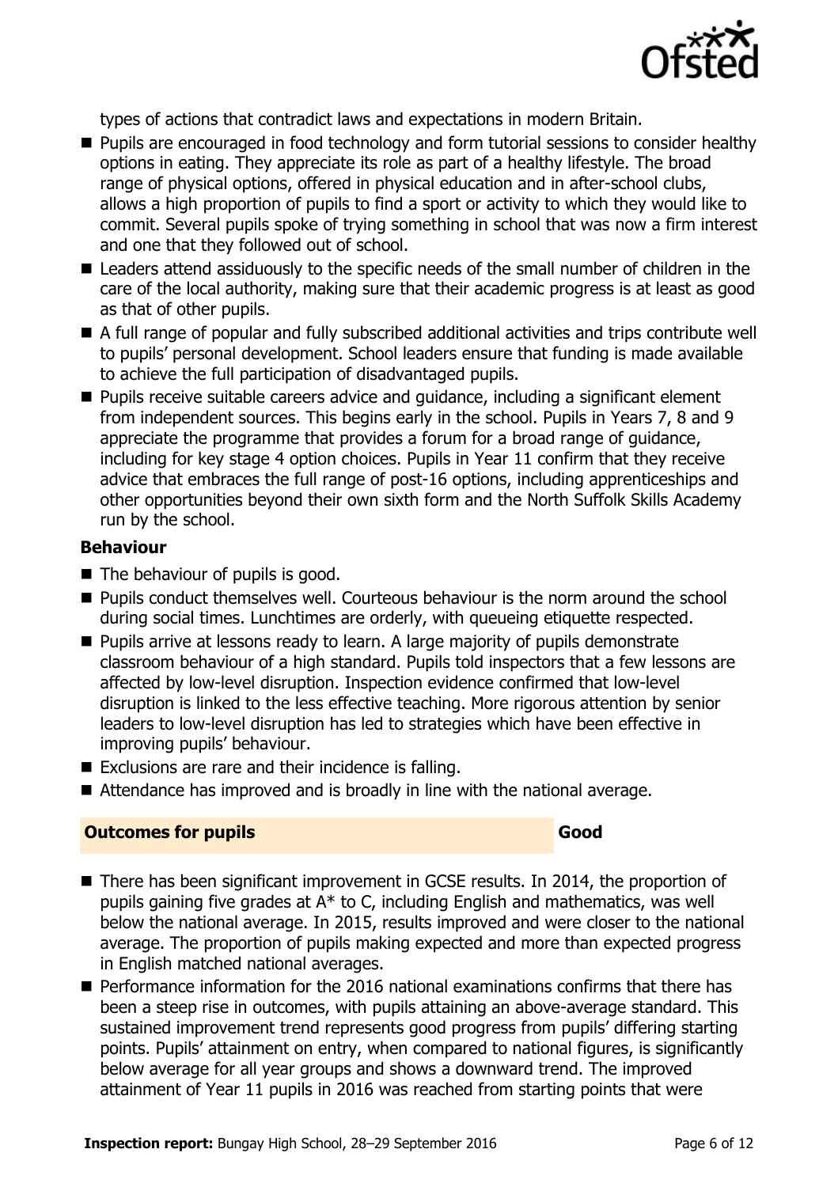types of actions that contradict laws and expectations in modern Britain.

- Pupils are encouraged in food technology and form tutorial sessions to consider healthy options in eating. They appreciate its role as part of a healthy lifestyle. The broad range of physical options, offered in physical education and in after-school clubs, allows a high proportion of pupils to find a sport or activity to which they would like to commit. Several pupils spoke of trying something in school that was now a firm interest and one that they followed out of school.
- Leaders attend assiduously to the specific needs of the small number of children in the care of the local authority, making sure that their academic progress is at least as good as that of other pupils.
- A full range of popular and fully subscribed additional activities and trips contribute well to pupils' personal development. School leaders ensure that funding is made available to achieve the full participation of disadvantaged pupils.
- Pupils receive suitable careers advice and guidance, including a significant element from independent sources. This begins early in the school. Pupils in Years 7, 8 and 9 appreciate the programme that provides a forum for a broad range of guidance, including for key stage 4 option choices. Pupils in Year 11 confirm that they receive advice that embraces the full range of post-16 options, including apprenticeships and other opportunities beyond their own sixth form and the North Suffolk Skills Academy run by the school.

**Behaviour**

- The behaviour of pupils is good.
- Pupils conduct themselves well. Courteous behaviour is the norm around the school during social times. Lunchtimes are orderly, with queueing etiquette respected.
- Pupils arrive at lessons ready to learn. A large majority of pupils demonstrate classroom behaviour of a high standard. Pupils told inspectors that a few lessons are affected by low-level disruption. Inspection evidence confirmed that low-level disruption is linked to the less effective teaching. More rigorous attention by senior leaders to low-level disruption has led to strategies which have been effective in improving pupils' behaviour.
- Exclusions are rare and their incidence is falling.
- Attendance has improved and is broadly in line with the national average.

## Outcomes for pupils — Good

- There has been significant improvement in GCSE results. In 2014, the proportion of pupils gaining five grades at A* to C, including English and mathematics, was well below the national average. In 2015, results improved and were closer to the national average. The proportion of pupils making expected and more than expected progress in English matched national averages.
- Performance information for the 2016 national examinations confirms that there has been a steep rise in outcomes, with pupils attaining an above-average standard. This sustained improvement trend represents good progress from pupils' differing starting points. Pupils' attainment on entry, when compared to national figures, is significantly below average for all year groups and shows a downward trend. The improved attainment of Year 11 pupils in 2016 was reached from starting points that were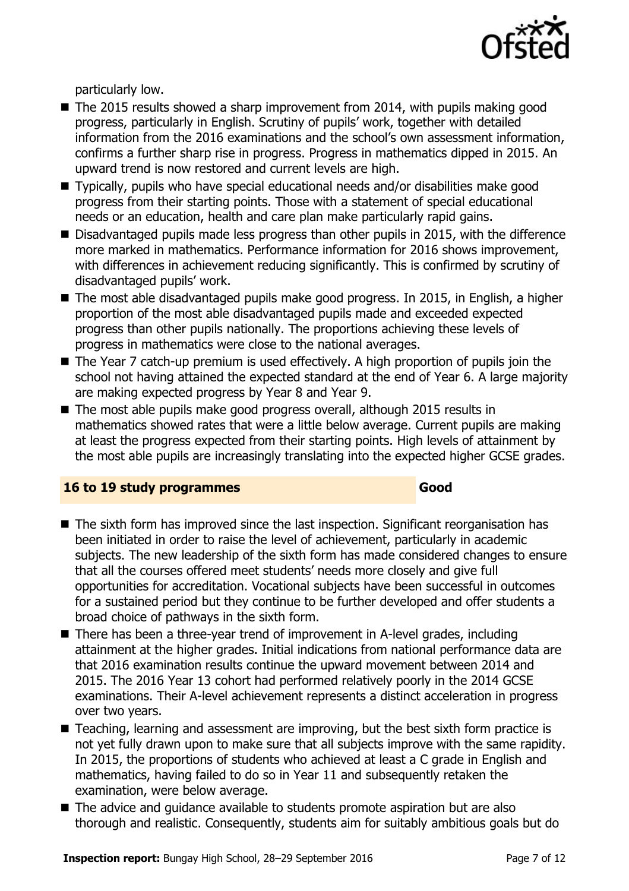particularly low.

- The 2015 results showed a sharp improvement from 2014, with pupils making good progress, particularly in English. Scrutiny of pupils' work, together with detailed information from the 2016 examinations and the school's own assessment information, confirms a further sharp rise in progress. Progress in mathematics dipped in 2015. An upward trend is now restored and current levels are high.
- Typically, pupils who have special educational needs and/or disabilities make good progress from their starting points. Those with a statement of special educational needs or an education, health and care plan make particularly rapid gains.
- Disadvantaged pupils made less progress than other pupils in 2015, with the difference more marked in mathematics. Performance information for 2016 shows improvement, with differences in achievement reducing significantly. This is confirmed by scrutiny of disadvantaged pupils' work.
- The most able disadvantaged pupils make good progress. In 2015, in English, a higher proportion of the most able disadvantaged pupils made and exceeded expected progress than other pupils nationally. The proportions achieving these levels of progress in mathematics were close to the national averages.
- The Year 7 catch-up premium is used effectively. A high proportion of pupils join the school not having attained the expected standard at the end of Year 6. A large majority are making expected progress by Year 8 and Year 9.
- The most able pupils make good progress overall, although 2015 results in mathematics showed rates that were a little below average. Current pupils are making at least the progress expected from their starting points. High levels of attainment by the most able pupils are increasingly translating into the expected higher GCSE grades.

### 16 to 19 study programmes — Good

- The sixth form has improved since the last inspection. Significant reorganisation has been initiated in order to raise the level of achievement, particularly in academic subjects. The new leadership of the sixth form has made considered changes to ensure that all the courses offered meet students' needs more closely and give full opportunities for accreditation. Vocational subjects have been successful in outcomes for a sustained period but they continue to be further developed and offer students a broad choice of pathways in the sixth form.
- There has been a three-year trend of improvement in A-level grades, including attainment at the higher grades. Initial indications from national performance data are that 2016 examination results continue the upward movement between 2014 and 2015. The 2016 Year 13 cohort had performed relatively poorly in the 2014 GCSE examinations. Their A-level achievement represents a distinct acceleration in progress over two years.
- Teaching, learning and assessment are improving, but the best sixth form practice is not yet fully drawn upon to make sure that all subjects improve with the same rapidity. In 2015, the proportions of students who achieved at least a C grade in English and mathematics, having failed to do so in Year 11 and subsequently retaken the examination, were below average.
- The advice and guidance available to students promote aspiration but are also thorough and realistic. Consequently, students aim for suitably ambitious goals but do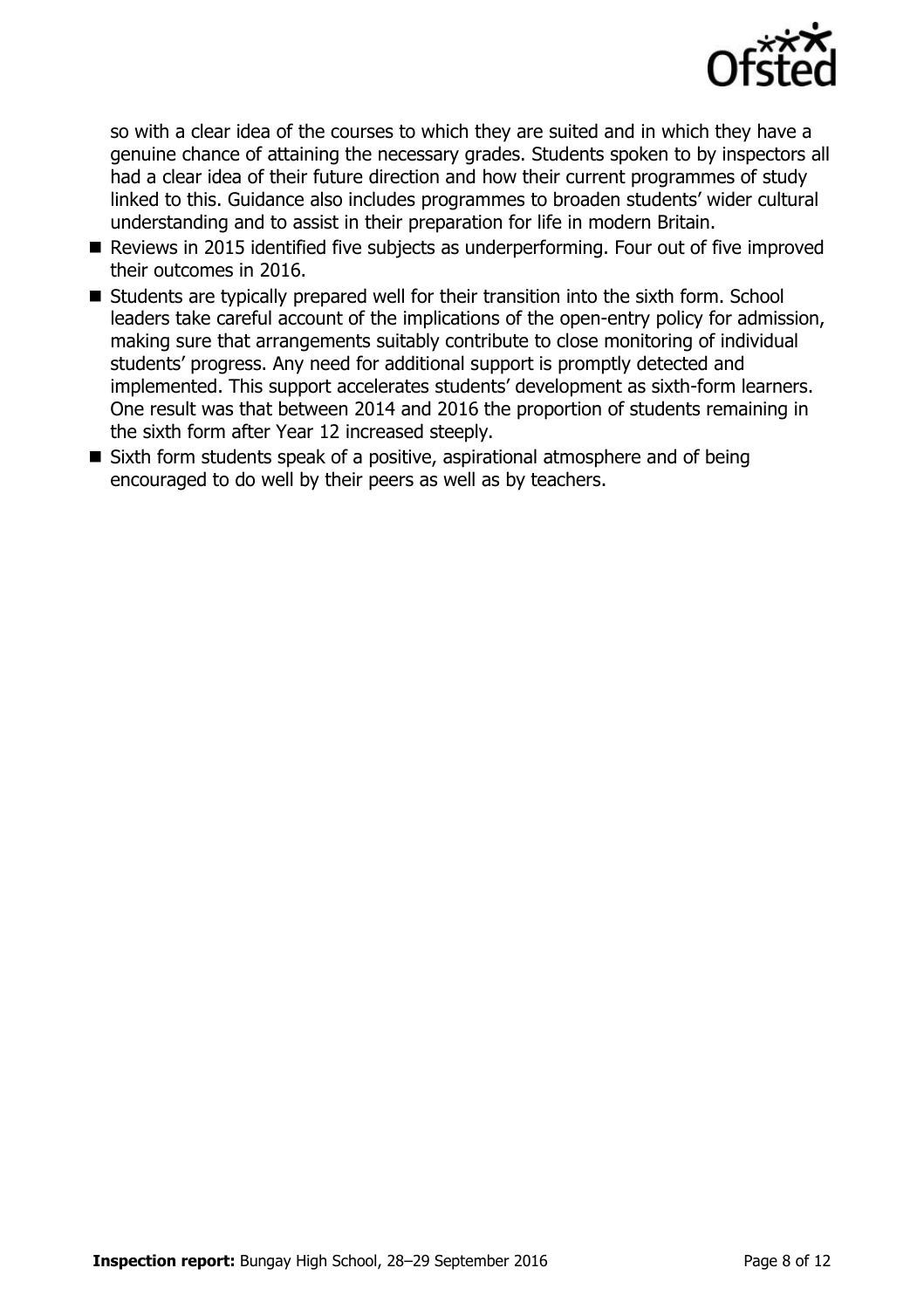so with a clear idea of the courses to which they are suited and in which they have a genuine chance of attaining the necessary grades. Students spoken to by inspectors all had a clear idea of their future direction and how their current programmes of study linked to this. Guidance also includes programmes to broaden students' wider cultural understanding and to assist in their preparation for life in modern Britain.

- Reviews in 2015 identified five subjects as underperforming. Four out of five improved their outcomes in 2016.
- Students are typically prepared well for their transition into the sixth form. School leaders take careful account of the implications of the open-entry policy for admission, making sure that arrangements suitably contribute to close monitoring of individual students' progress. Any need for additional support is promptly detected and implemented. This support accelerates students' development as sixth-form learners. One result was that between 2014 and 2016 the proportion of students remaining in the sixth form after Year 12 increased steeply.
- Sixth form students speak of a positive, aspirational atmosphere and of being encouraged to do well by their peers as well as by teachers.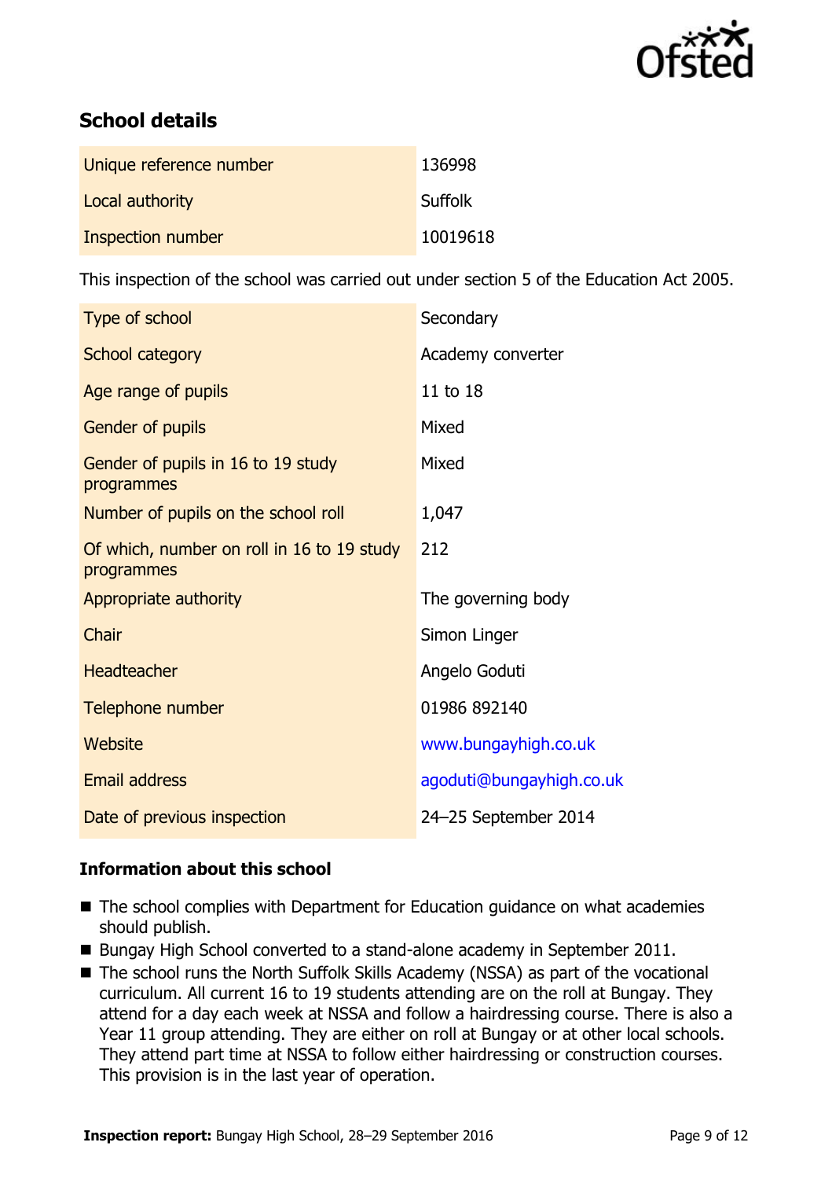## School details

| | |
|---|---|
| Unique reference number | 136998 |
| Local authority | Suffolk |
| Inspection number | 10019618 |

This inspection of the school was carried out under section 5 of the Education Act 2005.

| | |
|---|---|
| Type of school | Secondary |
| School category | Academy converter |
| Age range of pupils | 11 to 18 |
| Gender of pupils | Mixed |
| Gender of pupils in 16 to 19 study programmes | Mixed |
| Number of pupils on the school roll | 1,047 |
| Of which, number on roll in 16 to 19 study programmes | 212 |
| Appropriate authority | The governing body |
| Chair | Simon Linger |
| Headteacher | Angelo Goduti |
| Telephone number | 01986 892140 |
| Website | www.bungayhigh.co.uk |
| Email address | agoduti@bungayhigh.co.uk |
| Date of previous inspection | 24–25 September 2014 |

### Information about this school

- The school complies with Department for Education guidance on what academies should publish.
- Bungay High School converted to a stand-alone academy in September 2011.
- The school runs the North Suffolk Skills Academy (NSSA) as part of the vocational curriculum. All current 16 to 19 students attending are on the roll at Bungay. They attend for a day each week at NSSA and follow a hairdressing course. There is also a Year 11 group attending. They are either on roll at Bungay or at other local schools. They attend part time at NSSA to follow either hairdressing or construction courses. This provision is in the last year of operation.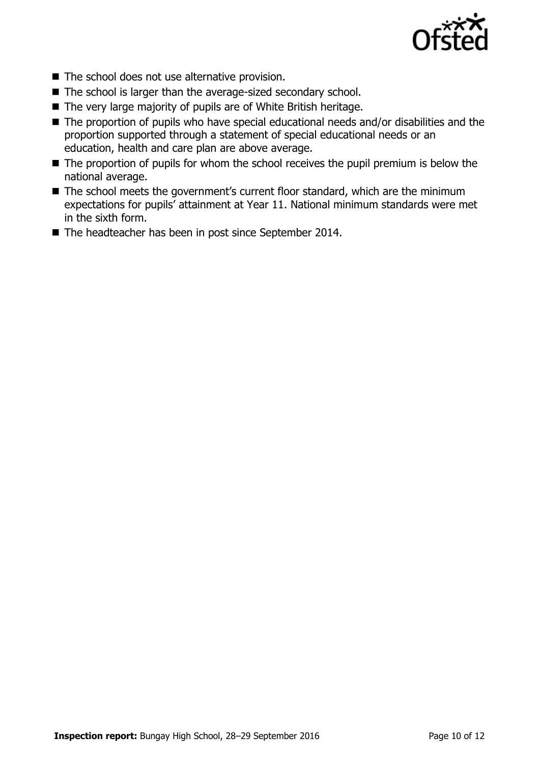- The school does not use alternative provision.
- The school is larger than the average-sized secondary school.
- The very large majority of pupils are of White British heritage.
- The proportion of pupils who have special educational needs and/or disabilities and the proportion supported through a statement of special educational needs or an education, health and care plan are above average.
- The proportion of pupils for whom the school receives the pupil premium is below the national average.
- The school meets the government's current floor standard, which are the minimum expectations for pupils' attainment at Year 11. National minimum standards were met in the sixth form.
- The headteacher has been in post since September 2014.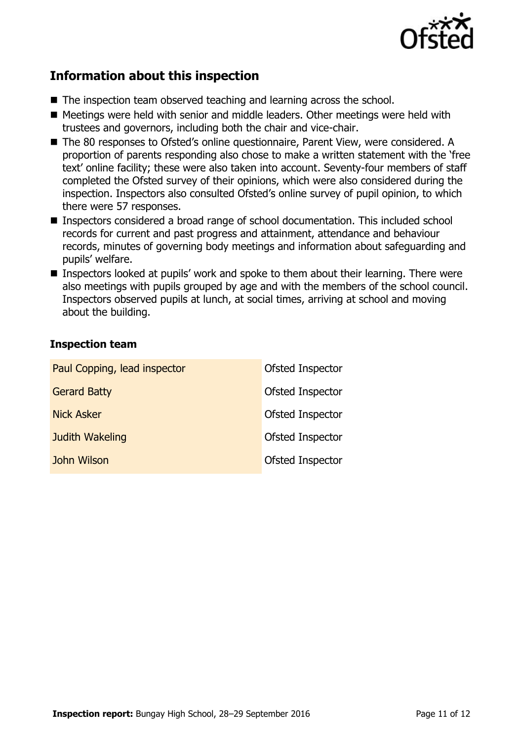## Information about this inspection

- The inspection team observed teaching and learning across the school.
- Meetings were held with senior and middle leaders. Other meetings were held with trustees and governors, including both the chair and vice-chair.
- The 80 responses to Ofsted's online questionnaire, Parent View, were considered. A proportion of parents responding also chose to make a written statement with the 'free text' online facility; these were also taken into account. Seventy-four members of staff completed the Ofsted survey of their opinions, which were also considered during the inspection. Inspectors also consulted Ofsted's online survey of pupil opinion, to which there were 57 responses.
- Inspectors considered a broad range of school documentation. This included school records for current and past progress and attainment, attendance and behaviour records, minutes of governing body meetings and information about safeguarding and pupils' welfare.
- Inspectors looked at pupils' work and spoke to them about their learning. There were also meetings with pupils grouped by age and with the members of the school council. Inspectors observed pupils at lunch, at social times, arriving at school and moving about the building.

### Inspection team

| | |
|---|---|
| Paul Copping, lead inspector | Ofsted Inspector |
| Gerard Batty | Ofsted Inspector |
| Nick Asker | Ofsted Inspector |
| Judith Wakeling | Ofsted Inspector |
| John Wilson | Ofsted Inspector |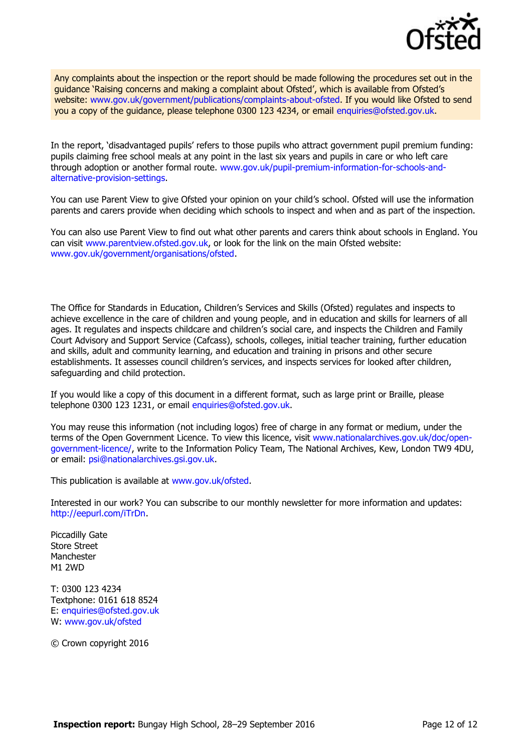Any complaints about the inspection or the report should be made following the procedures set out in the guidance 'Raising concerns and making a complaint about Ofsted', which is available from Ofsted's website: www.gov.uk/government/publications/complaints-about-ofsted. If you would like Ofsted to send you a copy of the guidance, please telephone 0300 123 4234, or email enquiries@ofsted.gov.uk.

In the report, 'disadvantaged pupils' refers to those pupils who attract government pupil premium funding: pupils claiming free school meals at any point in the last six years and pupils in care or who left care through adoption or another formal route. www.gov.uk/pupil-premium-information-for-schools-and-alternative-provision-settings.

You can use Parent View to give Ofsted your opinion on your child's school. Ofsted will use the information parents and carers provide when deciding which schools to inspect and when and as part of the inspection.

You can also use Parent View to find out what other parents and carers think about schools in England. You can visit www.parentview.ofsted.gov.uk, or look for the link on the main Ofsted website: www.gov.uk/government/organisations/ofsted.

The Office for Standards in Education, Children's Services and Skills (Ofsted) regulates and inspects to achieve excellence in the care of children and young people, and in education and skills for learners of all ages. It regulates and inspects childcare and children's social care, and inspects the Children and Family Court Advisory and Support Service (Cafcass), schools, colleges, initial teacher training, further education and skills, adult and community learning, and education and training in prisons and other secure establishments. It assesses council children's services, and inspects services for looked after children, safeguarding and child protection.

If you would like a copy of this document in a different format, such as large print or Braille, please telephone 0300 123 1231, or email enquiries@ofsted.gov.uk.

You may reuse this information (not including logos) free of charge in any format or medium, under the terms of the Open Government Licence. To view this licence, visit www.nationalarchives.gov.uk/doc/open-government-licence/, write to the Information Policy Team, The National Archives, Kew, London TW9 4DU, or email: psi@nationalarchives.gsi.gov.uk.

This publication is available at www.gov.uk/ofsted.

Interested in our work? You can subscribe to our monthly newsletter for more information and updates: http://eepurl.com/iTrDn.

Piccadilly Gate
Store Street
Manchester
M1 2WD

T: 0300 123 4234
Textphone: 0161 618 8524
E: enquiries@ofsted.gov.uk
W: www.gov.uk/ofsted

© Crown copyright 2016